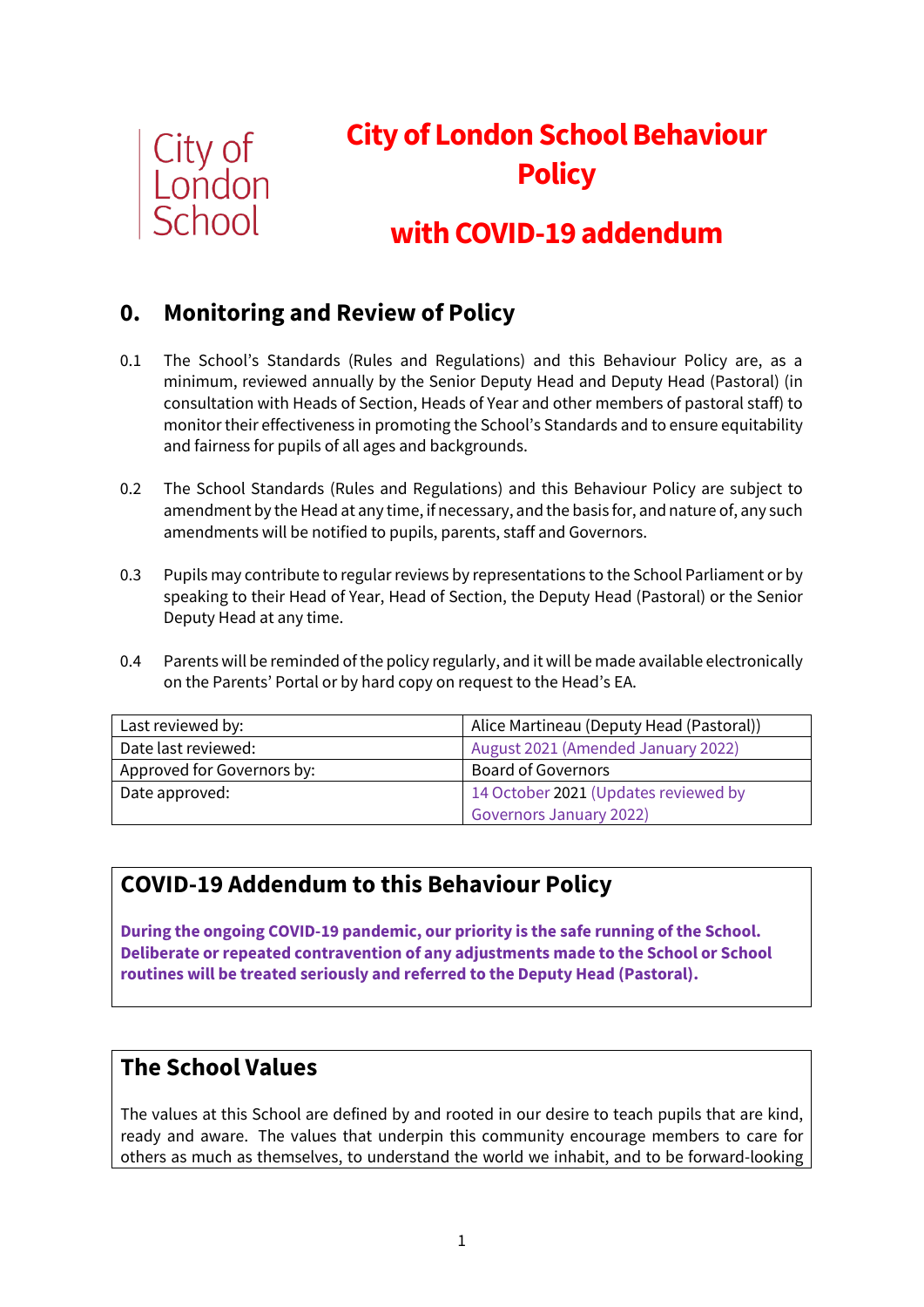City of London School

# City of London School Behaviour Policy

# with COVID-19 addendum

## 0. Monitoring and Review of Policy

0.1 The School's Standards (Rules and Regulations) and this Behaviour Policy are, as a minimum, reviewed annually by the Senior Deputy Head and Deputy Head (Pastoral) (in consultation with Heads of Section, Heads of Year and other members of pastoral staff) to monitor their effectiveness in promoting the School's Standards and to ensure equitability and fairness for pupils of all ages and backgrounds.

0.2 The School Standards (Rules and Regulations) and this Behaviour Policy are subject to amendment by the Head at any time, if necessary, and the basis for, and nature of, any such amendments will be notified to pupils, parents, staff and Governors.

0.3 Pupils may contribute to regular reviews by representations to the School Parliament or by speaking to their Head of Year, Head of Section, the Deputy Head (Pastoral) or the Senior Deputy Head at any time.

0.4 Parents will be reminded of the policy regularly, and it will be made available electronically on the Parents' Portal or by hard copy on request to the Head's EA.

| | |
|---|---|
| Last reviewed by: | Alice Martineau (Deputy Head (Pastoral)) |
| Date last reviewed: | August 2021 (Amended January 2022) |
| Approved for Governors by: | Board of Governors |
| Date approved: | 14 October 2021 (Updates reviewed by Governors January 2022) |

## COVID-19 Addendum to this Behaviour Policy

**During the ongoing COVID-19 pandemic, our priority is the safe running of the School. Deliberate or repeated contravention of any adjustments made to the School or School routines will be treated seriously and referred to the Deputy Head (Pastoral).**

## The School Values

The values at this School are defined by and rooted in our desire to teach pupils that are kind, ready and aware. The values that underpin this community encourage members to care for others as much as themselves, to understand the world we inhabit, and to be forward-looking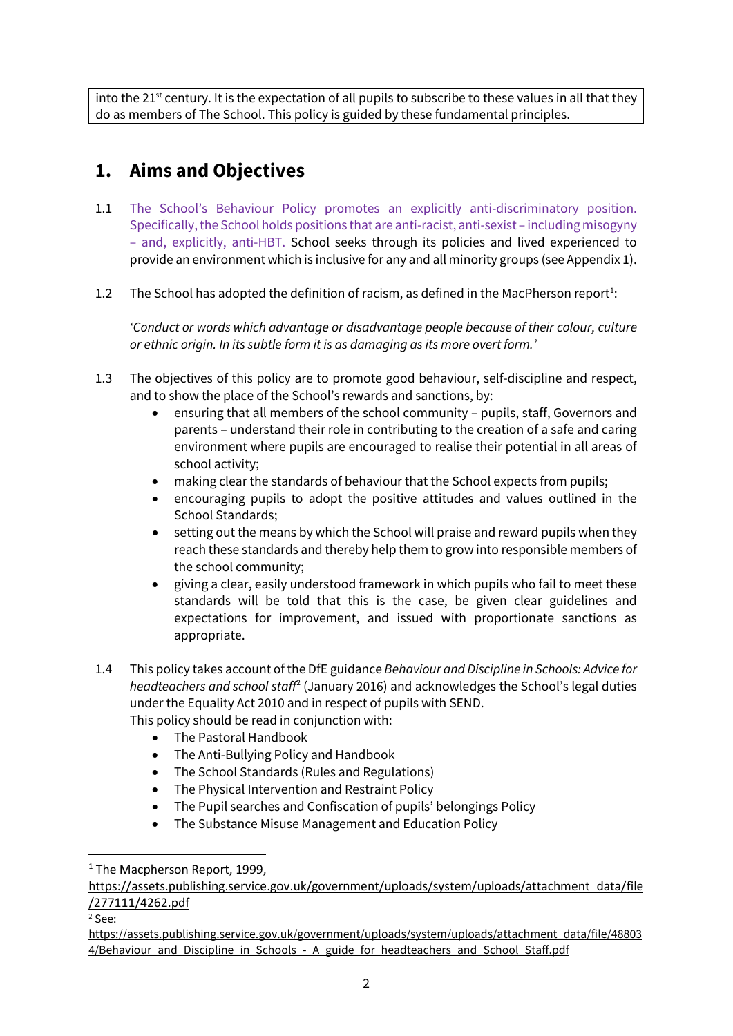into the 21st century. It is the expectation of all pupils to subscribe to these values in all that they do as members of The School. This policy is guided by these fundamental principles.

## 1. Aims and Objectives

1.1 The School's Behaviour Policy promotes an explicitly anti-discriminatory position. Specifically, the School holds positions that are anti-racist, anti-sexist – including misogyny – and, explicitly, anti-HBT. School seeks through its policies and lived experienced to provide an environment which is inclusive for any and all minority groups (see Appendix 1).

1.2 The School has adopted the definition of racism, as defined in the MacPherson report[1]:

*'Conduct or words which advantage or disadvantage people because of their colour, culture or ethnic origin. In its subtle form it is as damaging as its more overt form.'*

1.3 The objectives of this policy are to promote good behaviour, self-discipline and respect, and to show the place of the School's rewards and sanctions, by:

- ensuring that all members of the school community – pupils, staff, Governors and parents – understand their role in contributing to the creation of a safe and caring environment where pupils are encouraged to realise their potential in all areas of school activity;
- making clear the standards of behaviour that the School expects from pupils;
- encouraging pupils to adopt the positive attitudes and values outlined in the School Standards;
- setting out the means by which the School will praise and reward pupils when they reach these standards and thereby help them to grow into responsible members of the school community;
- giving a clear, easily understood framework in which pupils who fail to meet these standards will be told that this is the case, be given clear guidelines and expectations for improvement, and issued with proportionate sanctions as appropriate.

1.4 This policy takes account of the DfE guidance *Behaviour and Discipline in Schools: Advice for headteachers and school staff*[2] (January 2016) and acknowledges the School's legal duties under the Equality Act 2010 and in respect of pupils with SEND.
This policy should be read in conjunction with:

- The Pastoral Handbook
- The Anti-Bullying Policy and Handbook
- The School Standards (Rules and Regulations)
- The Physical Intervention and Restraint Policy
- The Pupil searches and Confiscation of pupils' belongings Policy
- The Substance Misuse Management and Education Policy

---

[1] The Macpherson Report, 1999, https://assets.publishing.service.gov.uk/government/uploads/system/uploads/attachment_data/file/277111/4262.pdf

[2] See: https://assets.publishing.service.gov.uk/government/uploads/system/uploads/attachment_data/file/488034/Behaviour_and_Discipline_in_Schools_-_A_guide_for_headteachers_and_School_Staff.pdf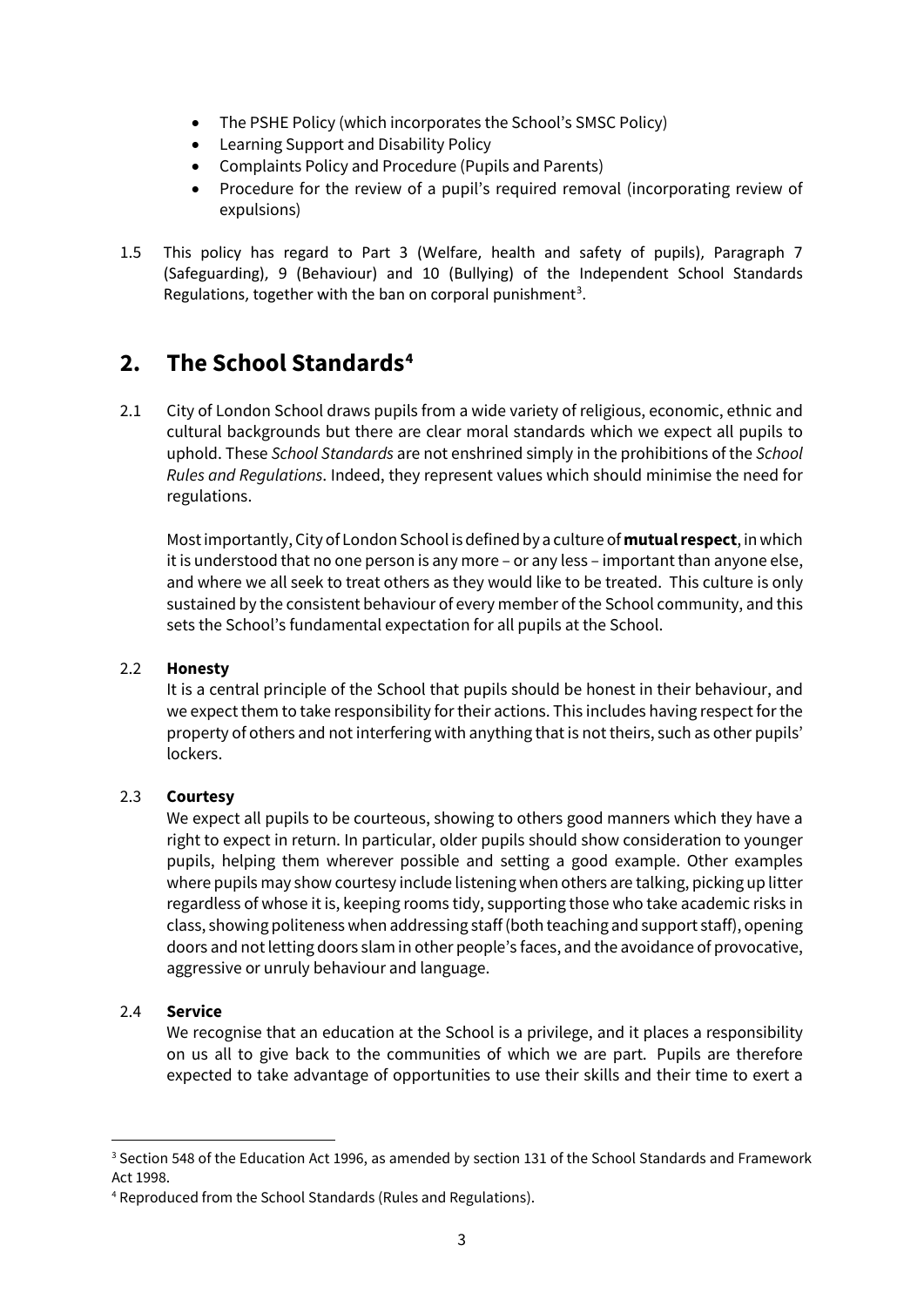- The PSHE Policy (which incorporates the School's SMSC Policy)
- Learning Support and Disability Policy
- Complaints Policy and Procedure (Pupils and Parents)
- Procedure for the review of a pupil's required removal (incorporating review of expulsions)

1.5 This policy has regard to Part 3 (Welfare, health and safety of pupils), Paragraph 7 (Safeguarding), 9 (Behaviour) and 10 (Bullying) of the Independent School Standards Regulations, together with the ban on corporal punishment[3].

## 2. The School Standards[4]

2.1 City of London School draws pupils from a wide variety of religious, economic, ethnic and cultural backgrounds but there are clear moral standards which we expect all pupils to uphold. These *School Standards* are not enshrined simply in the prohibitions of the *School Rules and Regulations*. Indeed, they represent values which should minimise the need for regulations.

Most importantly, City of London School is defined by a culture of **mutual respect**, in which it is understood that no one person is any more – or any less – important than anyone else, and where we all seek to treat others as they would like to be treated. This culture is only sustained by the consistent behaviour of every member of the School community, and this sets the School's fundamental expectation for all pupils at the School.

2.2 **Honesty**

It is a central principle of the School that pupils should be honest in their behaviour, and we expect them to take responsibility for their actions. This includes having respect for the property of others and not interfering with anything that is not theirs, such as other pupils' lockers.

2.3 **Courtesy**

We expect all pupils to be courteous, showing to others good manners which they have a right to expect in return. In particular, older pupils should show consideration to younger pupils, helping them wherever possible and setting a good example. Other examples where pupils may show courtesy include listening when others are talking, picking up litter regardless of whose it is, keeping rooms tidy, supporting those who take academic risks in class, showing politeness when addressing staff (both teaching and support staff), opening doors and not letting doors slam in other people's faces, and the avoidance of provocative, aggressive or unruly behaviour and language.

2.4 **Service**

We recognise that an education at the School is a privilege, and it places a responsibility on us all to give back to the communities of which we are part. Pupils are therefore expected to take advantage of opportunities to use their skills and their time to exert a

---

[3] Section 548 of the Education Act 1996, as amended by section 131 of the School Standards and Framework Act 1998.

[4] Reproduced from the School Standards (Rules and Regulations).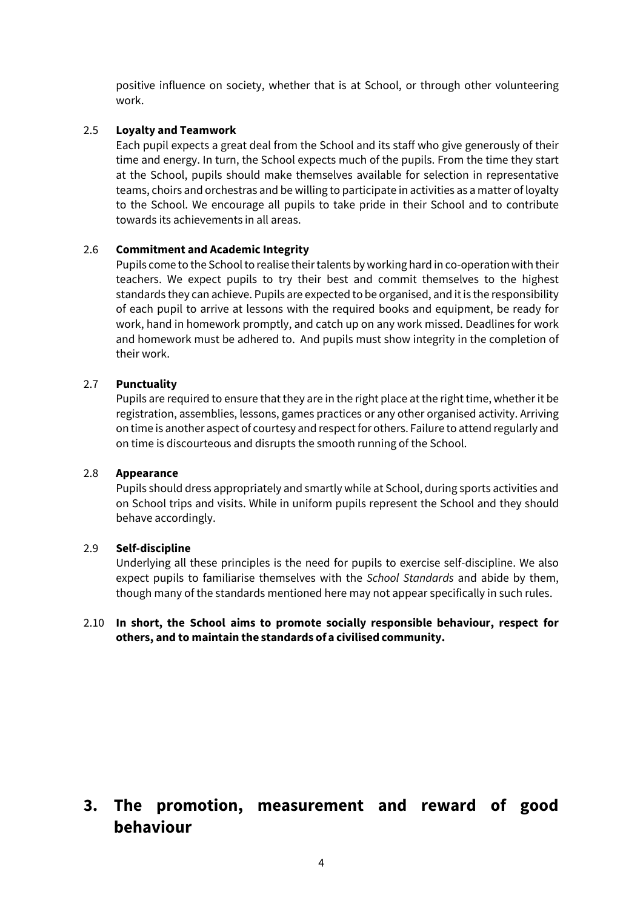positive influence on society, whether that is at School, or through other volunteering work.

2.5 **Loyalty and Teamwork**

Each pupil expects a great deal from the School and its staff who give generously of their time and energy. In turn, the School expects much of the pupils. From the time they start at the School, pupils should make themselves available for selection in representative teams, choirs and orchestras and be willing to participate in activities as a matter of loyalty to the School. We encourage all pupils to take pride in their School and to contribute towards its achievements in all areas.

2.6 **Commitment and Academic Integrity**

Pupils come to the School to realise their talents by working hard in co-operation with their teachers. We expect pupils to try their best and commit themselves to the highest standards they can achieve. Pupils are expected to be organised, and it is the responsibility of each pupil to arrive at lessons with the required books and equipment, be ready for work, hand in homework promptly, and catch up on any work missed. Deadlines for work and homework must be adhered to. And pupils must show integrity in the completion of their work.

2.7 **Punctuality**

Pupils are required to ensure that they are in the right place at the right time, whether it be registration, assemblies, lessons, games practices or any other organised activity. Arriving on time is another aspect of courtesy and respect for others. Failure to attend regularly and on time is discourteous and disrupts the smooth running of the School.

2.8 **Appearance**

Pupils should dress appropriately and smartly while at School, during sports activities and on School trips and visits. While in uniform pupils represent the School and they should behave accordingly.

2.9 **Self-discipline**

Underlying all these principles is the need for pupils to exercise self-discipline. We also expect pupils to familiarise themselves with the *School Standards* and abide by them, though many of the standards mentioned here may not appear specifically in such rules.

2.10 **In short, the School aims to promote socially responsible behaviour, respect for others, and to maintain the standards of a civilised community.**

# 3. The promotion, measurement and reward of good behaviour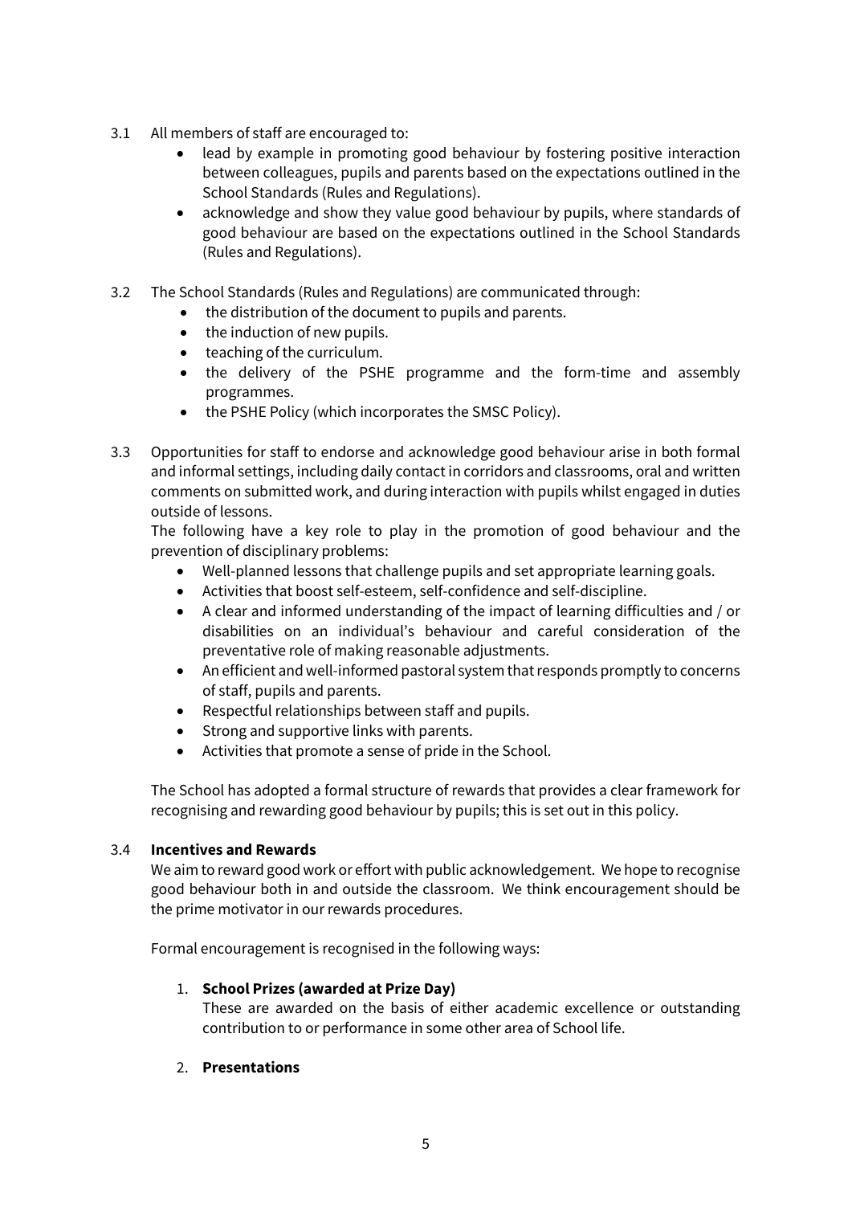3.1 All members of staff are encouraged to:

- lead by example in promoting good behaviour by fostering positive interaction between colleagues, pupils and parents based on the expectations outlined in the School Standards (Rules and Regulations).
- acknowledge and show they value good behaviour by pupils, where standards of good behaviour are based on the expectations outlined in the School Standards (Rules and Regulations).

3.2 The School Standards (Rules and Regulations) are communicated through:

- the distribution of the document to pupils and parents.
- the induction of new pupils.
- teaching of the curriculum.
- the delivery of the PSHE programme and the form-time and assembly programmes.
- the PSHE Policy (which incorporates the SMSC Policy).

3.3 Opportunities for staff to endorse and acknowledge good behaviour arise in both formal and informal settings, including daily contact in corridors and classrooms, oral and written comments on submitted work, and during interaction with pupils whilst engaged in duties outside of lessons.

The following have a key role to play in the promotion of good behaviour and the prevention of disciplinary problems:

- Well-planned lessons that challenge pupils and set appropriate learning goals.
- Activities that boost self-esteem, self-confidence and self-discipline.
- A clear and informed understanding of the impact of learning difficulties and / or disabilities on an individual's behaviour and careful consideration of the preventative role of making reasonable adjustments.
- An efficient and well-informed pastoral system that responds promptly to concerns of staff, pupils and parents.
- Respectful relationships between staff and pupils.
- Strong and supportive links with parents.
- Activities that promote a sense of pride in the School.

The School has adopted a formal structure of rewards that provides a clear framework for recognising and rewarding good behaviour by pupils; this is set out in this policy.

3.4 **Incentives and Rewards**

We aim to reward good work or effort with public acknowledgement. We hope to recognise good behaviour both in and outside the classroom. We think encouragement should be the prime motivator in our rewards procedures.

Formal encouragement is recognised in the following ways:

1. **School Prizes (awarded at Prize Day)**

   These are awarded on the basis of either academic excellence or outstanding contribution to or performance in some other area of School life.

2. **Presentations**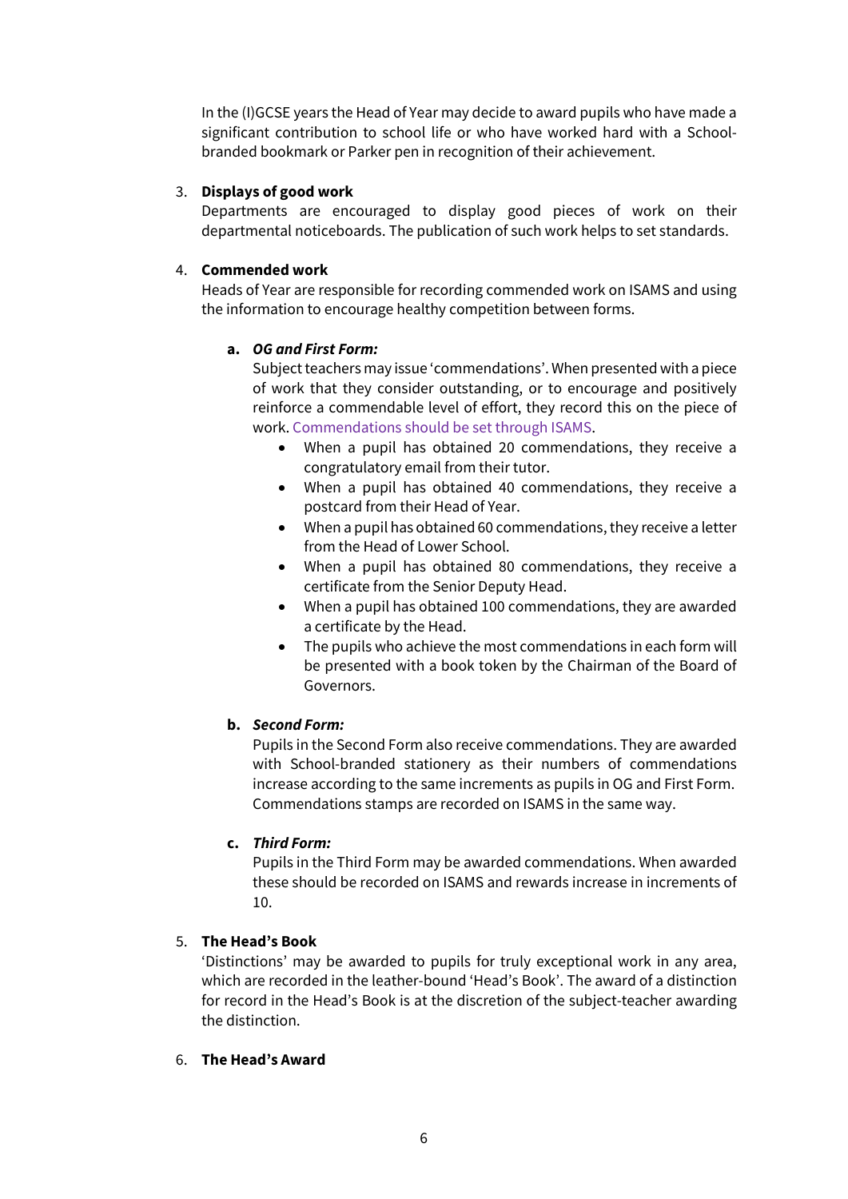In the (I)GCSE years the Head of Year may decide to award pupils who have made a significant contribution to school life or who have worked hard with a School-branded bookmark or Parker pen in recognition of their achievement.

3. **Displays of good work**
   Departments are encouraged to display good pieces of work on their departmental noticeboards. The publication of such work helps to set standards.

4. **Commended work**
   Heads of Year are responsible for recording commended work on ISAMS and using the information to encourage healthy competition between forms.

   a. ***OG and First Form:***
      Subject teachers may issue 'commendations'. When presented with a piece of work that they consider outstanding, or to encourage and positively reinforce a commendable level of effort, they record this on the piece of work. Commendations should be set through ISAMS.
      - When a pupil has obtained 20 commendations, they receive a congratulatory email from their tutor.
      - When a pupil has obtained 40 commendations, they receive a postcard from their Head of Year.
      - When a pupil has obtained 60 commendations, they receive a letter from the Head of Lower School.
      - When a pupil has obtained 80 commendations, they receive a certificate from the Senior Deputy Head.
      - When a pupil has obtained 100 commendations, they are awarded a certificate by the Head.
      - The pupils who achieve the most commendations in each form will be presented with a book token by the Chairman of the Board of Governors.

   b. ***Second Form:***
      Pupils in the Second Form also receive commendations. They are awarded with School-branded stationery as their numbers of commendations increase according to the same increments as pupils in OG and First Form. Commendations stamps are recorded on ISAMS in the same way.

   c. ***Third Form:***
      Pupils in the Third Form may be awarded commendations. When awarded these should be recorded on ISAMS and rewards increase in increments of 10.

5. **The Head's Book**
   'Distinctions' may be awarded to pupils for truly exceptional work in any area, which are recorded in the leather-bound 'Head's Book'. The award of a distinction for record in the Head's Book is at the discretion of the subject-teacher awarding the distinction.

6. **The Head's Award**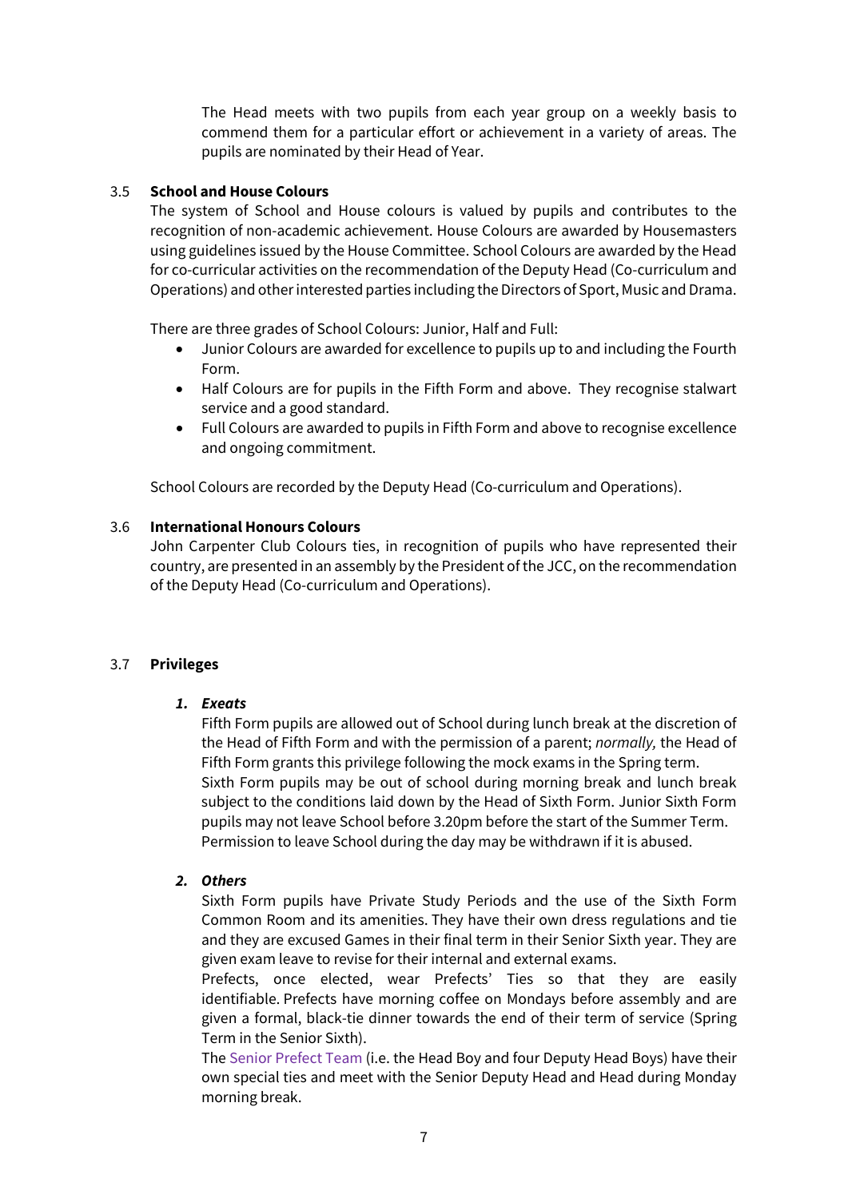The Head meets with two pupils from each year group on a weekly basis to commend them for a particular effort or achievement in a variety of areas. The pupils are nominated by their Head of Year.

### 3.5 School and House Colours

The system of School and House colours is valued by pupils and contributes to the recognition of non-academic achievement. House Colours are awarded by Housemasters using guidelines issued by the House Committee. School Colours are awarded by the Head for co-curricular activities on the recommendation of the Deputy Head (Co-curriculum and Operations) and other interested parties including the Directors of Sport, Music and Drama.

There are three grades of School Colours: Junior, Half and Full:

- Junior Colours are awarded for excellence to pupils up to and including the Fourth Form.
- Half Colours are for pupils in the Fifth Form and above. They recognise stalwart service and a good standard.
- Full Colours are awarded to pupils in Fifth Form and above to recognise excellence and ongoing commitment.

School Colours are recorded by the Deputy Head (Co-curriculum and Operations).

### 3.6 International Honours Colours

John Carpenter Club Colours ties, in recognition of pupils who have represented their country, are presented in an assembly by the President of the JCC, on the recommendation of the Deputy Head (Co-curriculum and Operations).

### 3.7 Privileges

#### 1. *Exeats*

Fifth Form pupils are allowed out of School during lunch break at the discretion of the Head of Fifth Form and with the permission of a parent; *normally,* the Head of Fifth Form grants this privilege following the mock exams in the Spring term.
Sixth Form pupils may be out of school during morning break and lunch break subject to the conditions laid down by the Head of Sixth Form. Junior Sixth Form pupils may not leave School before 3.20pm before the start of the Summer Term. Permission to leave School during the day may be withdrawn if it is abused.

#### 2. *Others*

Sixth Form pupils have Private Study Periods and the use of the Sixth Form Common Room and its amenities. They have their own dress regulations and tie and they are excused Games in their final term in their Senior Sixth year. They are given exam leave to revise for their internal and external exams.
Prefects, once elected, wear Prefects' Ties so that they are easily identifiable. Prefects have morning coffee on Mondays before assembly and are given a formal, black-tie dinner towards the end of their term of service (Spring Term in the Senior Sixth).
The Senior Prefect Team (i.e. the Head Boy and four Deputy Head Boys) have their own special ties and meet with the Senior Deputy Head and Head during Monday morning break.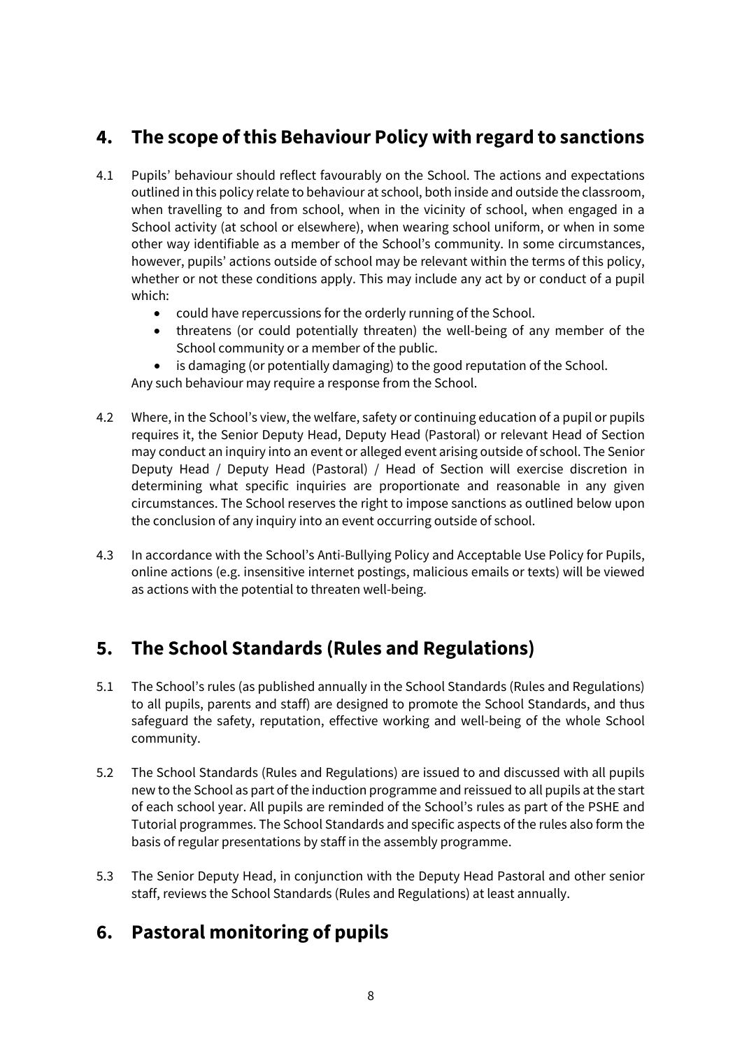## 4. The scope of this Behaviour Policy with regard to sanctions

4.1 Pupils' behaviour should reflect favourably on the School. The actions and expectations outlined in this policy relate to behaviour at school, both inside and outside the classroom, when travelling to and from school, when in the vicinity of school, when engaged in a School activity (at school or elsewhere), when wearing school uniform, or when in some other way identifiable as a member of the School's community. In some circumstances, however, pupils' actions outside of school may be relevant within the terms of this policy, whether or not these conditions apply. This may include any act by or conduct of a pupil which:

- could have repercussions for the orderly running of the School.
- threatens (or could potentially threaten) the well-being of any member of the School community or a member of the public.
- is damaging (or potentially damaging) to the good reputation of the School.

Any such behaviour may require a response from the School.

4.2 Where, in the School's view, the welfare, safety or continuing education of a pupil or pupils requires it, the Senior Deputy Head, Deputy Head (Pastoral) or relevant Head of Section may conduct an inquiry into an event or alleged event arising outside of school. The Senior Deputy Head / Deputy Head (Pastoral) / Head of Section will exercise discretion in determining what specific inquiries are proportionate and reasonable in any given circumstances. The School reserves the right to impose sanctions as outlined below upon the conclusion of any inquiry into an event occurring outside of school.

4.3 In accordance with the School's Anti-Bullying Policy and Acceptable Use Policy for Pupils, online actions (e.g. insensitive internet postings, malicious emails or texts) will be viewed as actions with the potential to threaten well-being.

## 5. The School Standards (Rules and Regulations)

5.1 The School's rules (as published annually in the School Standards (Rules and Regulations) to all pupils, parents and staff) are designed to promote the School Standards, and thus safeguard the safety, reputation, effective working and well-being of the whole School community.

5.2 The School Standards (Rules and Regulations) are issued to and discussed with all pupils new to the School as part of the induction programme and reissued to all pupils at the start of each school year. All pupils are reminded of the School's rules as part of the PSHE and Tutorial programmes. The School Standards and specific aspects of the rules also form the basis of regular presentations by staff in the assembly programme.

5.3 The Senior Deputy Head, in conjunction with the Deputy Head Pastoral and other senior staff, reviews the School Standards (Rules and Regulations) at least annually.

## 6. Pastoral monitoring of pupils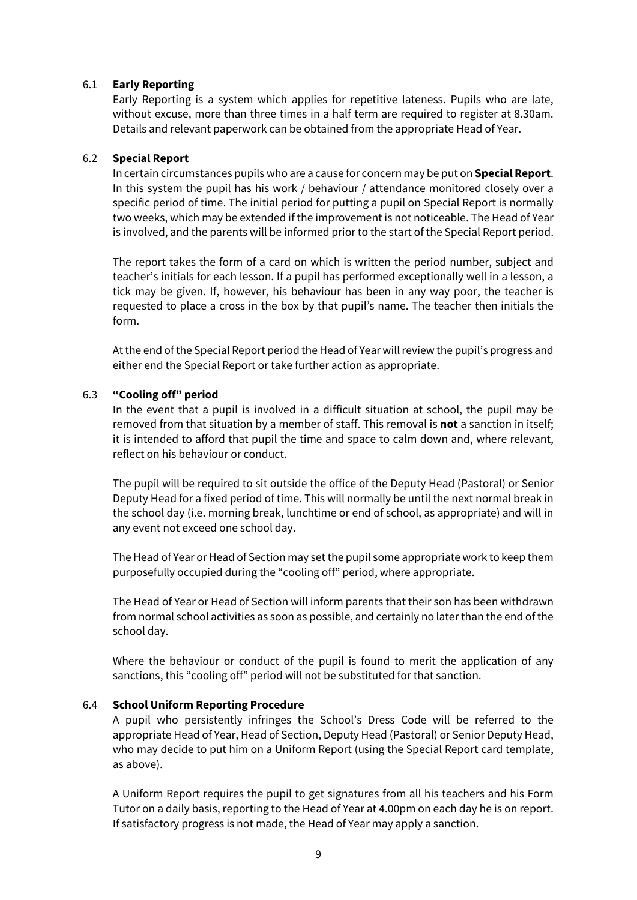### 6.1 **Early Reporting**

Early Reporting is a system which applies for repetitive lateness. Pupils who are late, without excuse, more than three times in a half term are required to register at 8.30am. Details and relevant paperwork can be obtained from the appropriate Head of Year.

### 6.2 **Special Report**

In certain circumstances pupils who are a cause for concern may be put on **Special Report**. In this system the pupil has his work / behaviour / attendance monitored closely over a specific period of time. The initial period for putting a pupil on Special Report is normally two weeks, which may be extended if the improvement is not noticeable. The Head of Year is involved, and the parents will be informed prior to the start of the Special Report period.

The report takes the form of a card on which is written the period number, subject and teacher's initials for each lesson. If a pupil has performed exceptionally well in a lesson, a tick may be given. If, however, his behaviour has been in any way poor, the teacher is requested to place a cross in the box by that pupil's name. The teacher then initials the form.

At the end of the Special Report period the Head of Year will review the pupil's progress and either end the Special Report or take further action as appropriate.

### 6.3 **"Cooling off" period**

In the event that a pupil is involved in a difficult situation at school, the pupil may be removed from that situation by a member of staff. This removal is **not** a sanction in itself; it is intended to afford that pupil the time and space to calm down and, where relevant, reflect on his behaviour or conduct.

The pupil will be required to sit outside the office of the Deputy Head (Pastoral) or Senior Deputy Head for a fixed period of time. This will normally be until the next normal break in the school day (i.e. morning break, lunchtime or end of school, as appropriate) and will in any event not exceed one school day.

The Head of Year or Head of Section may set the pupil some appropriate work to keep them purposefully occupied during the "cooling off" period, where appropriate.

The Head of Year or Head of Section will inform parents that their son has been withdrawn from normal school activities as soon as possible, and certainly no later than the end of the school day.

Where the behaviour or conduct of the pupil is found to merit the application of any sanctions, this "cooling off" period will not be substituted for that sanction.

### 6.4 **School Uniform Reporting Procedure**

A pupil who persistently infringes the School's Dress Code will be referred to the appropriate Head of Year, Head of Section, Deputy Head (Pastoral) or Senior Deputy Head, who may decide to put him on a Uniform Report (using the Special Report card template, as above).

A Uniform Report requires the pupil to get signatures from all his teachers and his Form Tutor on a daily basis, reporting to the Head of Year at 4.00pm on each day he is on report. If satisfactory progress is not made, the Head of Year may apply a sanction.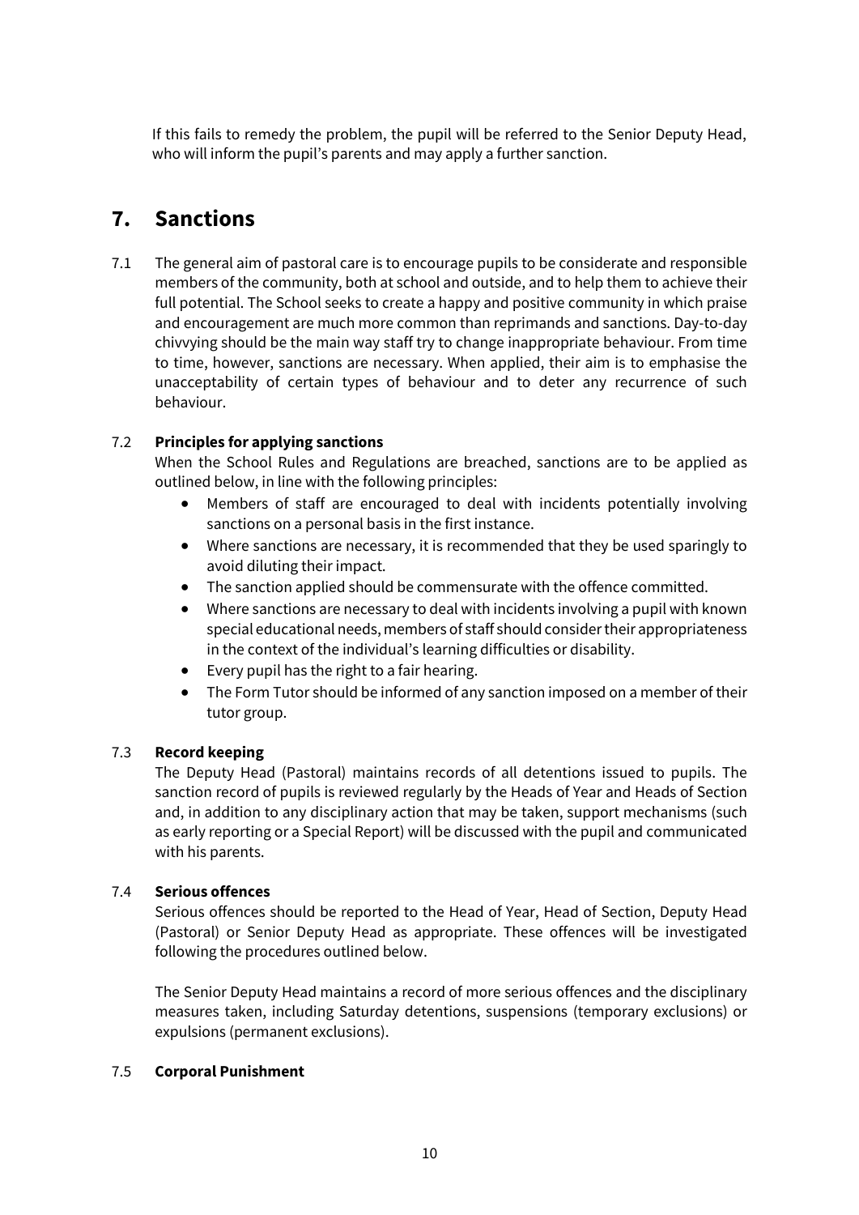If this fails to remedy the problem, the pupil will be referred to the Senior Deputy Head, who will inform the pupil's parents and may apply a further sanction.

## 7. Sanctions

7.1 The general aim of pastoral care is to encourage pupils to be considerate and responsible members of the community, both at school and outside, and to help them to achieve their full potential. The School seeks to create a happy and positive community in which praise and encouragement are much more common than reprimands and sanctions. Day-to-day chivvying should be the main way staff try to change inappropriate behaviour. From time to time, however, sanctions are necessary. When applied, their aim is to emphasise the unacceptability of certain types of behaviour and to deter any recurrence of such behaviour.

7.2 **Principles for applying sanctions**

When the School Rules and Regulations are breached, sanctions are to be applied as outlined below, in line with the following principles:

- Members of staff are encouraged to deal with incidents potentially involving sanctions on a personal basis in the first instance.
- Where sanctions are necessary, it is recommended that they be used sparingly to avoid diluting their impact.
- The sanction applied should be commensurate with the offence committed.
- Where sanctions are necessary to deal with incidents involving a pupil with known special educational needs, members of staff should consider their appropriateness in the context of the individual's learning difficulties or disability.
- Every pupil has the right to a fair hearing.
- The Form Tutor should be informed of any sanction imposed on a member of their tutor group.

7.3 **Record keeping**

The Deputy Head (Pastoral) maintains records of all detentions issued to pupils. The sanction record of pupils is reviewed regularly by the Heads of Year and Heads of Section and, in addition to any disciplinary action that may be taken, support mechanisms (such as early reporting or a Special Report) will be discussed with the pupil and communicated with his parents.

7.4 **Serious offences**

Serious offences should be reported to the Head of Year, Head of Section, Deputy Head (Pastoral) or Senior Deputy Head as appropriate. These offences will be investigated following the procedures outlined below.

The Senior Deputy Head maintains a record of more serious offences and the disciplinary measures taken, including Saturday detentions, suspensions (temporary exclusions) or expulsions (permanent exclusions).

7.5 **Corporal Punishment**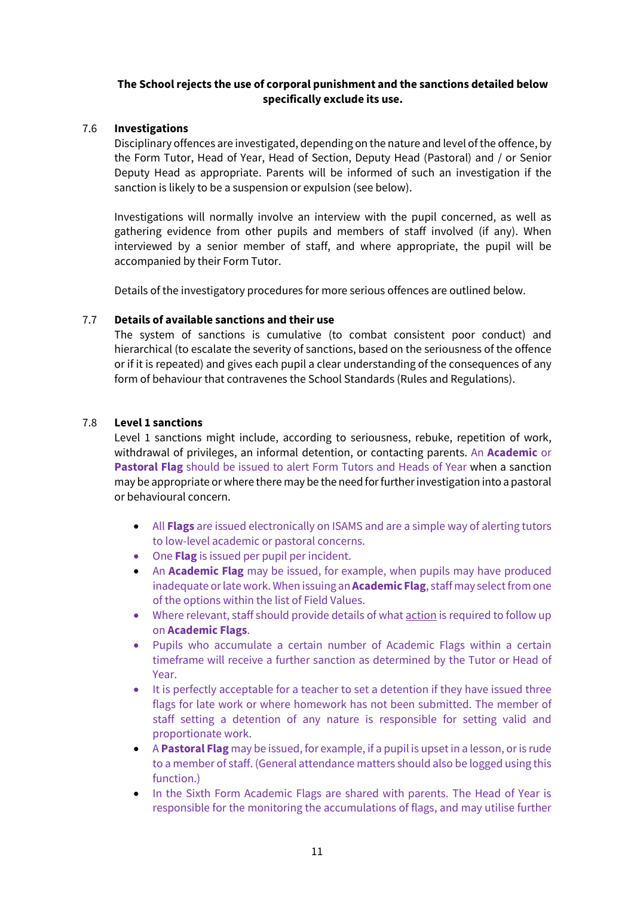**The School rejects the use of corporal punishment and the sanctions detailed below specifically exclude its use.**

### 7.6 Investigations

Disciplinary offences are investigated, depending on the nature and level of the offence, by the Form Tutor, Head of Year, Head of Section, Deputy Head (Pastoral) and / or Senior Deputy Head as appropriate. Parents will be informed of such an investigation if the sanction is likely to be a suspension or expulsion (see below).

Investigations will normally involve an interview with the pupil concerned, as well as gathering evidence from other pupils and members of staff involved (if any). When interviewed by a senior member of staff, and where appropriate, the pupil will be accompanied by their Form Tutor.

Details of the investigatory procedures for more serious offences are outlined below.

### 7.7 Details of available sanctions and their use

The system of sanctions is cumulative (to combat consistent poor conduct) and hierarchical (to escalate the severity of sanctions, based on the seriousness of the offence or if it is repeated) and gives each pupil a clear understanding of the consequences of any form of behaviour that contravenes the School Standards (Rules and Regulations).

### 7.8 Level 1 sanctions

Level 1 sanctions might include, according to seriousness, rebuke, repetition of work, withdrawal of privileges, an informal detention, or contacting parents. An **Academic** or **Pastoral Flag** should be issued to alert Form Tutors and Heads of Year when a sanction may be appropriate or where there may be the need for further investigation into a pastoral or behavioural concern.

- All **Flags** are issued electronically on ISAMS and are a simple way of alerting tutors to low-level academic or pastoral concerns.
- One **Flag** is issued per pupil per incident.
- An **Academic Flag** may be issued, for example, when pupils may have produced inadequate or late work. When issuing an **Academic Flag**, staff may select from one of the options within the list of Field Values.
- Where relevant, staff should provide details of what action is required to follow up on **Academic Flags**.
- Pupils who accumulate a certain number of Academic Flags within a certain timeframe will receive a further sanction as determined by the Tutor or Head of Year.
- It is perfectly acceptable for a teacher to set a detention if they have issued three flags for late work or where homework has not been submitted. The member of staff setting a detention of any nature is responsible for setting valid and proportionate work.
- A **Pastoral Flag** may be issued, for example, if a pupil is upset in a lesson, or is rude to a member of staff. (General attendance matters should also be logged using this function.)
- In the Sixth Form Academic Flags are shared with parents. The Head of Year is responsible for the monitoring the accumulations of flags, and may utilise further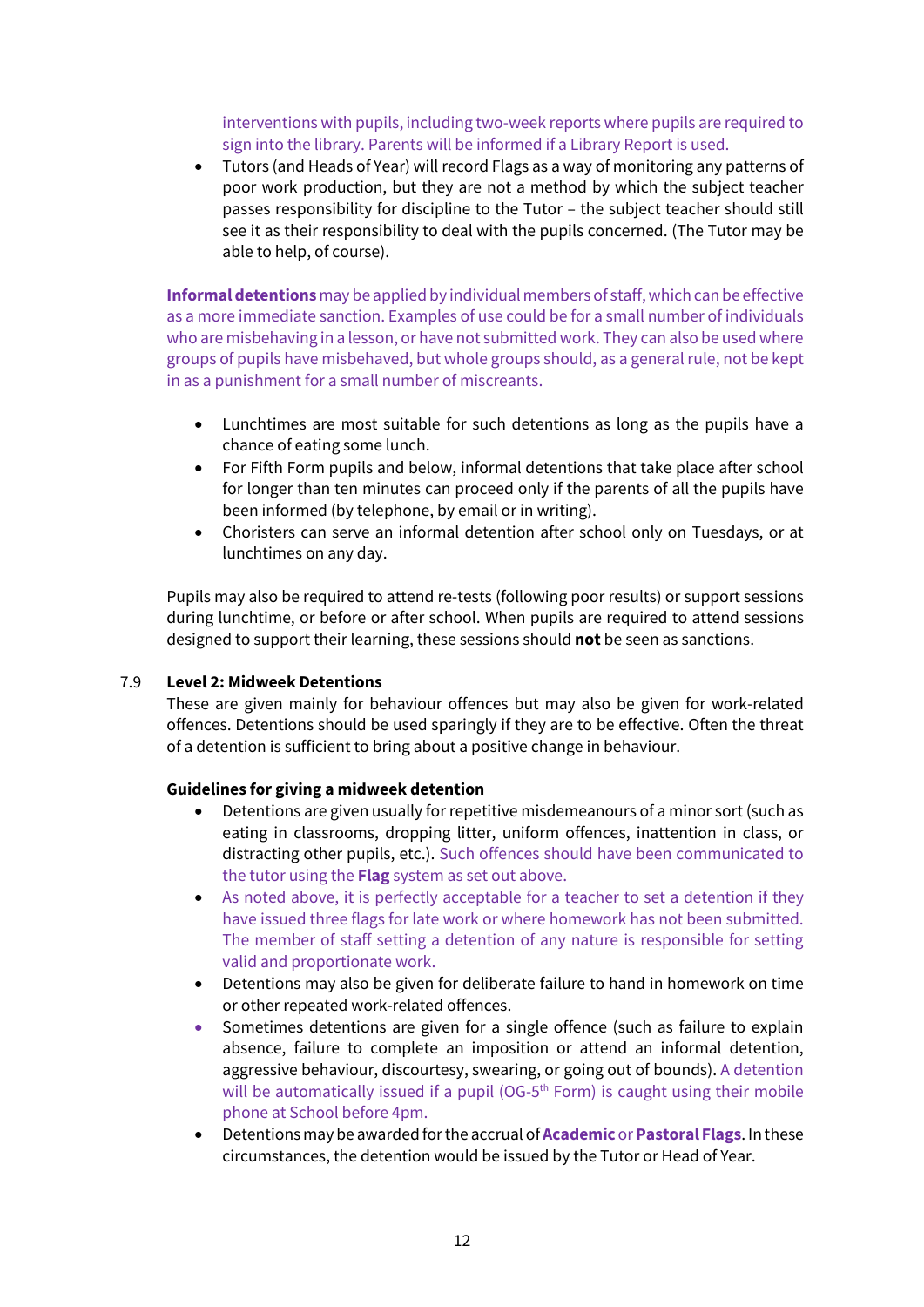interventions with pupils, including two-week reports where pupils are required to sign into the library. Parents will be informed if a Library Report is used.

- Tutors (and Heads of Year) will record Flags as a way of monitoring any patterns of poor work production, but they are not a method by which the subject teacher passes responsibility for discipline to the Tutor – the subject teacher should still see it as their responsibility to deal with the pupils concerned. (The Tutor may be able to help, of course).

**Informal detentions** may be applied by individual members of staff, which can be effective as a more immediate sanction. Examples of use could be for a small number of individuals who are misbehaving in a lesson, or have not submitted work. They can also be used where groups of pupils have misbehaved, but whole groups should, as a general rule, not be kept in as a punishment for a small number of miscreants.

- Lunchtimes are most suitable for such detentions as long as the pupils have a chance of eating some lunch.
- For Fifth Form pupils and below, informal detentions that take place after school for longer than ten minutes can proceed only if the parents of all the pupils have been informed (by telephone, by email or in writing).
- Choristers can serve an informal detention after school only on Tuesdays, or at lunchtimes on any day.

Pupils may also be required to attend re-tests (following poor results) or support sessions during lunchtime, or before or after school. When pupils are required to attend sessions designed to support their learning, these sessions should **not** be seen as sanctions.

7.9 **Level 2: Midweek Detentions**

These are given mainly for behaviour offences but may also be given for work-related offences. Detentions should be used sparingly if they are to be effective. Often the threat of a detention is sufficient to bring about a positive change in behaviour.

**Guidelines for giving a midweek detention**

- Detentions are given usually for repetitive misdemeanours of a minor sort (such as eating in classrooms, dropping litter, uniform offences, inattention in class, or distracting other pupils, etc.). Such offences should have been communicated to the tutor using the **Flag** system as set out above.
- As noted above, it is perfectly acceptable for a teacher to set a detention if they have issued three flags for late work or where homework has not been submitted. The member of staff setting a detention of any nature is responsible for setting valid and proportionate work.
- Detentions may also be given for deliberate failure to hand in homework on time or other repeated work-related offences.
- Sometimes detentions are given for a single offence (such as failure to explain absence, failure to complete an imposition or attend an informal detention, aggressive behaviour, discourtesy, swearing, or going out of bounds). A detention will be automatically issued if a pupil (OG-5th Form) is caught using their mobile phone at School before 4pm.
- Detentions may be awarded for the accrual of **Academic** or **Pastoral Flags**. In these circumstances, the detention would be issued by the Tutor or Head of Year.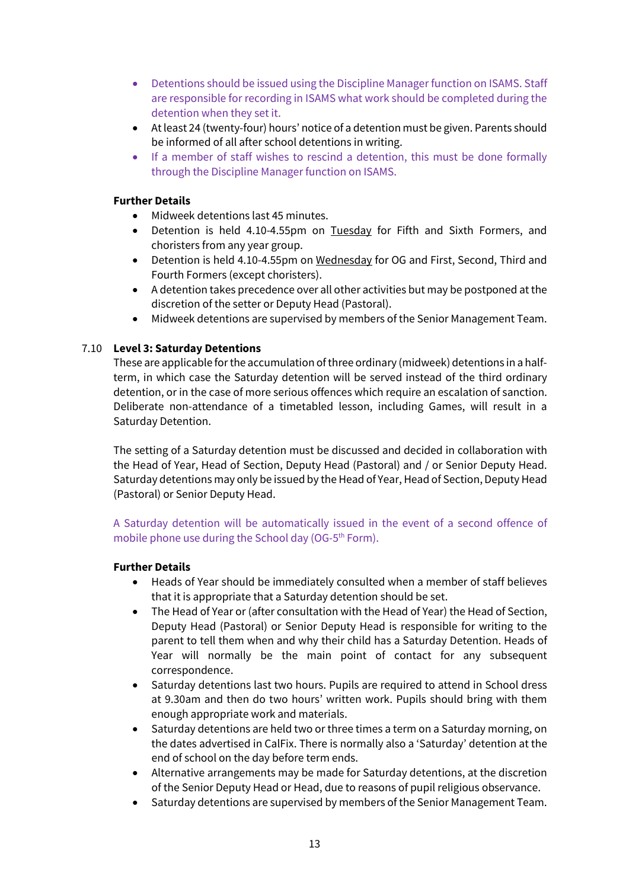- Detentions should be issued using the Discipline Manager function on ISAMS. Staff are responsible for recording in ISAMS what work should be completed during the detention when they set it.
- At least 24 (twenty-four) hours' notice of a detention must be given. Parents should be informed of all after school detentions in writing.
- If a member of staff wishes to rescind a detention, this must be done formally through the Discipline Manager function on ISAMS.

**Further Details**

- Midweek detentions last 45 minutes.
- Detention is held 4.10-4.55pm on <u>Tuesday</u> for Fifth and Sixth Formers, and choristers from any year group.
- Detention is held 4.10-4.55pm on <u>Wednesday</u> for OG and First, Second, Third and Fourth Formers (except choristers).
- A detention takes precedence over all other activities but may be postponed at the discretion of the setter or Deputy Head (Pastoral).
- Midweek detentions are supervised by members of the Senior Management Team.

7.10 **Level 3: Saturday Detentions**

These are applicable for the accumulation of three ordinary (midweek) detentions in a half-term, in which case the Saturday detention will be served instead of the third ordinary detention, or in the case of more serious offences which require an escalation of sanction. Deliberate non-attendance of a timetabled lesson, including Games, will result in a Saturday Detention.

The setting of a Saturday detention must be discussed and decided in collaboration with the Head of Year, Head of Section, Deputy Head (Pastoral) and / or Senior Deputy Head. Saturday detentions may only be issued by the Head of Year, Head of Section, Deputy Head (Pastoral) or Senior Deputy Head.

A Saturday detention will be automatically issued in the event of a second offence of mobile phone use during the School day (OG-5th Form).

**Further Details**

- Heads of Year should be immediately consulted when a member of staff believes that it is appropriate that a Saturday detention should be set.
- The Head of Year or (after consultation with the Head of Year) the Head of Section, Deputy Head (Pastoral) or Senior Deputy Head is responsible for writing to the parent to tell them when and why their child has a Saturday Detention. Heads of Year will normally be the main point of contact for any subsequent correspondence.
- Saturday detentions last two hours. Pupils are required to attend in School dress at 9.30am and then do two hours' written work. Pupils should bring with them enough appropriate work and materials.
- Saturday detentions are held two or three times a term on a Saturday morning, on the dates advertised in CalFix. There is normally also a 'Saturday' detention at the end of school on the day before term ends.
- Alternative arrangements may be made for Saturday detentions, at the discretion of the Senior Deputy Head or Head, due to reasons of pupil religious observance.
- Saturday detentions are supervised by members of the Senior Management Team.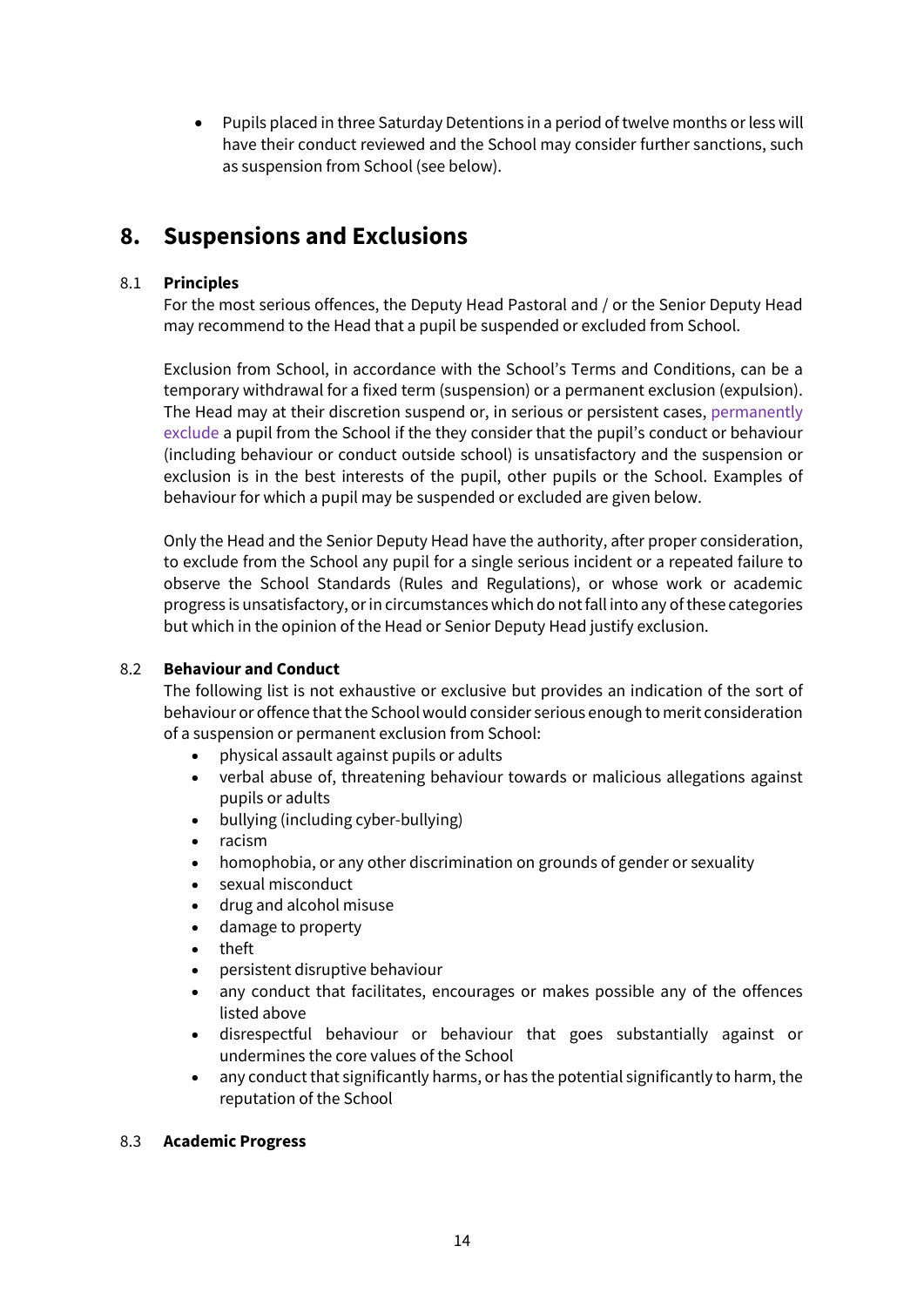- Pupils placed in three Saturday Detentions in a period of twelve months or less will have their conduct reviewed and the School may consider further sanctions, such as suspension from School (see below).

## 8. Suspensions and Exclusions

### 8.1 Principles

For the most serious offences, the Deputy Head Pastoral and / or the Senior Deputy Head may recommend to the Head that a pupil be suspended or excluded from School.

Exclusion from School, in accordance with the School's Terms and Conditions, can be a temporary withdrawal for a fixed term (suspension) or a permanent exclusion (expulsion). The Head may at their discretion suspend or, in serious or persistent cases, permanently exclude a pupil from the School if the they consider that the pupil's conduct or behaviour (including behaviour or conduct outside school) is unsatisfactory and the suspension or exclusion is in the best interests of the pupil, other pupils or the School. Examples of behaviour for which a pupil may be suspended or excluded are given below.

Only the Head and the Senior Deputy Head have the authority, after proper consideration, to exclude from the School any pupil for a single serious incident or a repeated failure to observe the School Standards (Rules and Regulations), or whose work or academic progress is unsatisfactory, or in circumstances which do not fall into any of these categories but which in the opinion of the Head or Senior Deputy Head justify exclusion.

### 8.2 Behaviour and Conduct

The following list is not exhaustive or exclusive but provides an indication of the sort of behaviour or offence that the School would consider serious enough to merit consideration of a suspension or permanent exclusion from School:

- physical assault against pupils or adults
- verbal abuse of, threatening behaviour towards or malicious allegations against pupils or adults
- bullying (including cyber-bullying)
- racism
- homophobia, or any other discrimination on grounds of gender or sexuality
- sexual misconduct
- drug and alcohol misuse
- damage to property
- theft
- persistent disruptive behaviour
- any conduct that facilitates, encourages or makes possible any of the offences listed above
- disrespectful behaviour or behaviour that goes substantially against or undermines the core values of the School
- any conduct that significantly harms, or has the potential significantly to harm, the reputation of the School

### 8.3 Academic Progress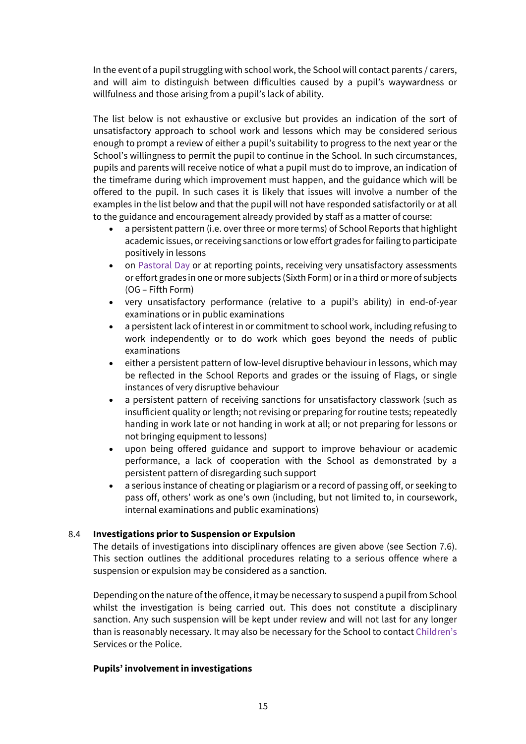In the event of a pupil struggling with school work, the School will contact parents / carers, and will aim to distinguish between difficulties caused by a pupil's waywardness or willfulness and those arising from a pupil's lack of ability.

The list below is not exhaustive or exclusive but provides an indication of the sort of unsatisfactory approach to school work and lessons which may be considered serious enough to prompt a review of either a pupil's suitability to progress to the next year or the School's willingness to permit the pupil to continue in the School. In such circumstances, pupils and parents will receive notice of what a pupil must do to improve, an indication of the timeframe during which improvement must happen, and the guidance which will be offered to the pupil. In such cases it is likely that issues will involve a number of the examples in the list below and that the pupil will not have responded satisfactorily or at all to the guidance and encouragement already provided by staff as a matter of course:

- a persistent pattern (i.e. over three or more terms) of School Reports that highlight academic issues, or receiving sanctions or low effort grades for failing to participate positively in lessons
- on Pastoral Day or at reporting points, receiving very unsatisfactory assessments or effort grades in one or more subjects (Sixth Form) or in a third or more of subjects (OG – Fifth Form)
- very unsatisfactory performance (relative to a pupil's ability) in end-of-year examinations or in public examinations
- a persistent lack of interest in or commitment to school work, including refusing to work independently or to do work which goes beyond the needs of public examinations
- either a persistent pattern of low-level disruptive behaviour in lessons, which may be reflected in the School Reports and grades or the issuing of Flags, or single instances of very disruptive behaviour
- a persistent pattern of receiving sanctions for unsatisfactory classwork (such as insufficient quality or length; not revising or preparing for routine tests; repeatedly handing in work late or not handing in work at all; or not preparing for lessons or not bringing equipment to lessons)
- upon being offered guidance and support to improve behaviour or academic performance, a lack of cooperation with the School as demonstrated by a persistent pattern of disregarding such support
- a serious instance of cheating or plagiarism or a record of passing off, or seeking to pass off, others' work as one's own (including, but not limited to, in coursework, internal examinations and public examinations)

### 8.4 Investigations prior to Suspension or Expulsion

The details of investigations into disciplinary offences are given above (see Section 7.6). This section outlines the additional procedures relating to a serious offence where a suspension or expulsion may be considered as a sanction.

Depending on the nature of the offence, it may be necessary to suspend a pupil from School whilst the investigation is being carried out. This does not constitute a disciplinary sanction. Any such suspension will be kept under review and will not last for any longer than is reasonably necessary. It may also be necessary for the School to contact Children's Services or the Police.

**Pupils' involvement in investigations**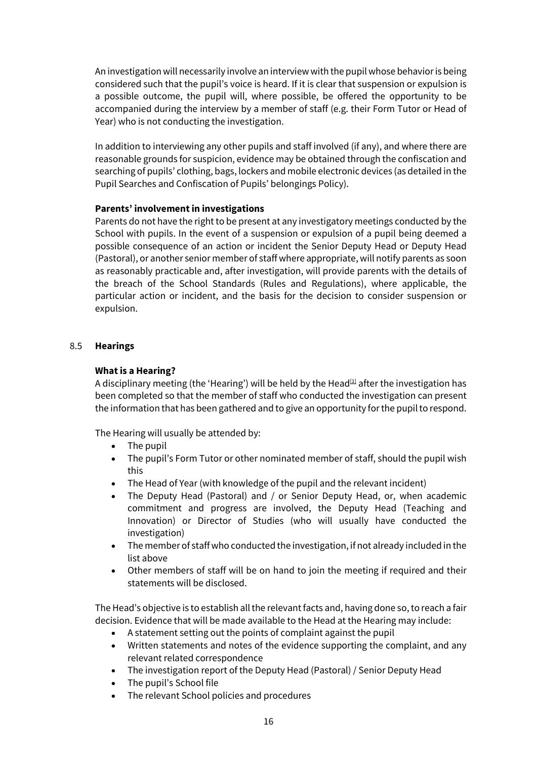An investigation will necessarily involve an interview with the pupil whose behavior is being considered such that the pupil's voice is heard. If it is clear that suspension or expulsion is a possible outcome, the pupil will, where possible, be offered the opportunity to be accompanied during the interview by a member of staff (e.g. their Form Tutor or Head of Year) who is not conducting the investigation.

In addition to interviewing any other pupils and staff involved (if any), and where there are reasonable grounds for suspicion, evidence may be obtained through the confiscation and searching of pupils' clothing, bags, lockers and mobile electronic devices (as detailed in the Pupil Searches and Confiscation of Pupils' belongings Policy).

**Parents' involvement in investigations**

Parents do not have the right to be present at any investigatory meetings conducted by the School with pupils. In the event of a suspension or expulsion of a pupil being deemed a possible consequence of an action or incident the Senior Deputy Head or Deputy Head (Pastoral), or another senior member of staff where appropriate, will notify parents as soon as reasonably practicable and, after investigation, will provide parents with the details of the breach of the School Standards (Rules and Regulations), where applicable, the particular action or incident, and the basis for the decision to consider suspension or expulsion.

## 8.5 Hearings

**What is a Hearing?**

A disciplinary meeting (the 'Hearing') will be held by the Head[1] after the investigation has been completed so that the member of staff who conducted the investigation can present the information that has been gathered and to give an opportunity for the pupil to respond.

The Hearing will usually be attended by:

- The pupil
- The pupil's Form Tutor or other nominated member of staff, should the pupil wish this
- The Head of Year (with knowledge of the pupil and the relevant incident)
- The Deputy Head (Pastoral) and / or Senior Deputy Head, or, when academic commitment and progress are involved, the Deputy Head (Teaching and Innovation) or Director of Studies (who will usually have conducted the investigation)
- The member of staff who conducted the investigation, if not already included in the list above
- Other members of staff will be on hand to join the meeting if required and their statements will be disclosed.

The Head's objective is to establish all the relevant facts and, having done so, to reach a fair decision. Evidence that will be made available to the Head at the Hearing may include:

- A statement setting out the points of complaint against the pupil
- Written statements and notes of the evidence supporting the complaint, and any relevant related correspondence
- The investigation report of the Deputy Head (Pastoral) / Senior Deputy Head
- The pupil's School file
- The relevant School policies and procedures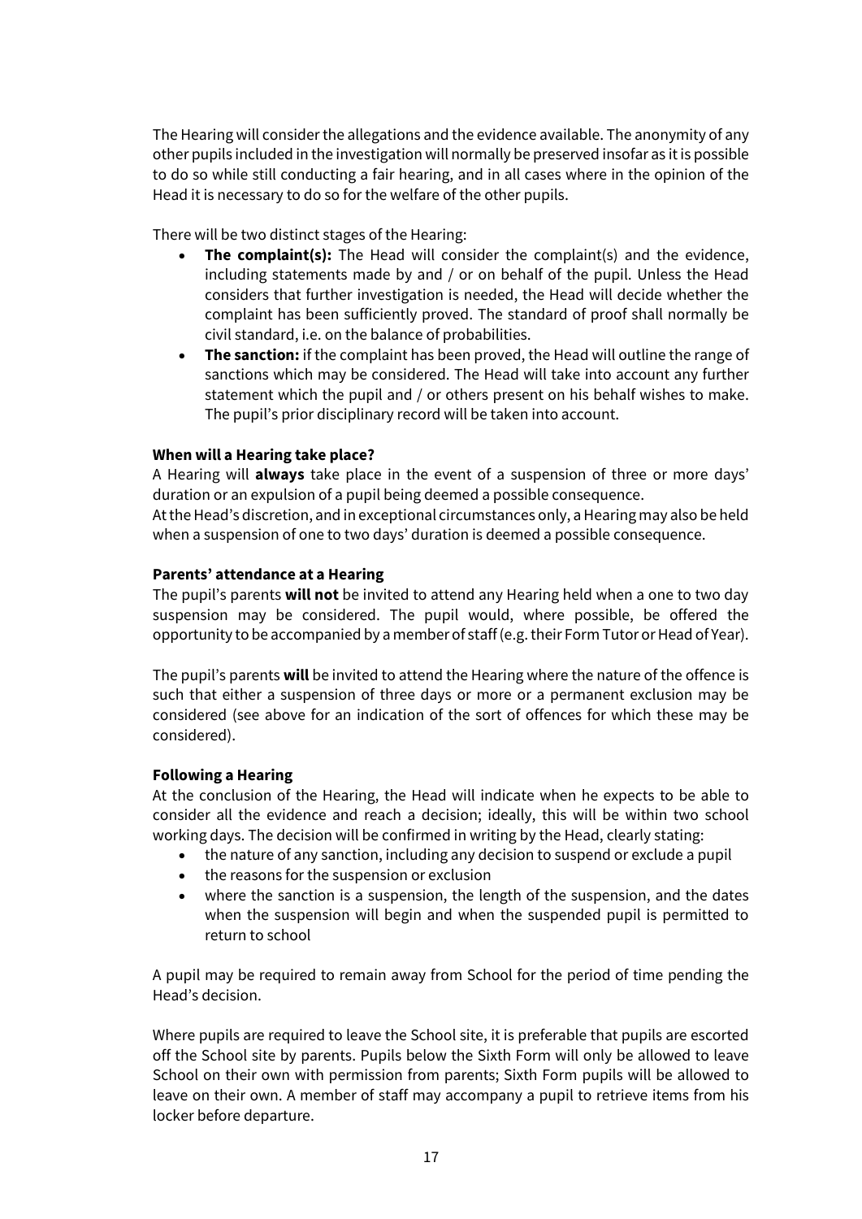The Hearing will consider the allegations and the evidence available. The anonymity of any other pupils included in the investigation will normally be preserved insofar as it is possible to do so while still conducting a fair hearing, and in all cases where in the opinion of the Head it is necessary to do so for the welfare of the other pupils.

There will be two distinct stages of the Hearing:

- **The complaint(s):** The Head will consider the complaint(s) and the evidence, including statements made by and / or on behalf of the pupil. Unless the Head considers that further investigation is needed, the Head will decide whether the complaint has been sufficiently proved. The standard of proof shall normally be civil standard, i.e. on the balance of probabilities.
- **The sanction:** if the complaint has been proved, the Head will outline the range of sanctions which may be considered. The Head will take into account any further statement which the pupil and / or others present on his behalf wishes to make. The pupil's prior disciplinary record will be taken into account.

**When will a Hearing take place?**

A Hearing will **always** take place in the event of a suspension of three or more days' duration or an expulsion of a pupil being deemed a possible consequence.
At the Head's discretion, and in exceptional circumstances only, a Hearing may also be held when a suspension of one to two days' duration is deemed a possible consequence.

**Parents' attendance at a Hearing**

The pupil's parents **will not** be invited to attend any Hearing held when a one to two day suspension may be considered. The pupil would, where possible, be offered the opportunity to be accompanied by a member of staff (e.g. their Form Tutor or Head of Year).

The pupil's parents **will** be invited to attend the Hearing where the nature of the offence is such that either a suspension of three days or more or a permanent exclusion may be considered (see above for an indication of the sort of offences for which these may be considered).

**Following a Hearing**

At the conclusion of the Hearing, the Head will indicate when he expects to be able to consider all the evidence and reach a decision; ideally, this will be within two school working days. The decision will be confirmed in writing by the Head, clearly stating:

- the nature of any sanction, including any decision to suspend or exclude a pupil
- the reasons for the suspension or exclusion
- where the sanction is a suspension, the length of the suspension, and the dates when the suspension will begin and when the suspended pupil is permitted to return to school

A pupil may be required to remain away from School for the period of time pending the Head's decision.

Where pupils are required to leave the School site, it is preferable that pupils are escorted off the School site by parents. Pupils below the Sixth Form will only be allowed to leave School on their own with permission from parents; Sixth Form pupils will be allowed to leave on their own. A member of staff may accompany a pupil to retrieve items from his locker before departure.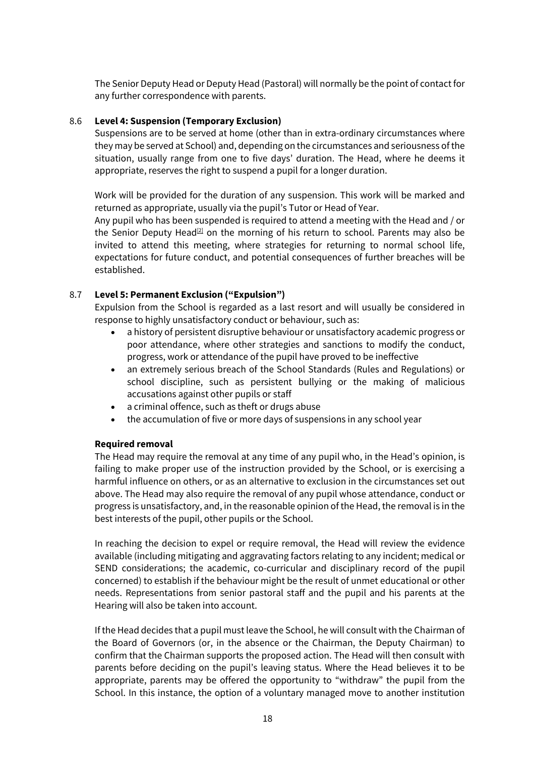The Senior Deputy Head or Deputy Head (Pastoral) will normally be the point of contact for any further correspondence with parents.

8.6 **Level 4: Suspension (Temporary Exclusion)**

Suspensions are to be served at home (other than in extra-ordinary circumstances where they may be served at School) and, depending on the circumstances and seriousness of the situation, usually range from one to five days' duration. The Head, where he deems it appropriate, reserves the right to suspend a pupil for a longer duration.

Work will be provided for the duration of any suspension. This work will be marked and returned as appropriate, usually via the pupil's Tutor or Head of Year.

Any pupil who has been suspended is required to attend a meeting with the Head and / or the Senior Deputy Head[2] on the morning of his return to school. Parents may also be invited to attend this meeting, where strategies for returning to normal school life, expectations for future conduct, and potential consequences of further breaches will be established.

8.7 **Level 5: Permanent Exclusion ("Expulsion")**

Expulsion from the School is regarded as a last resort and will usually be considered in response to highly unsatisfactory conduct or behaviour, such as:

- a history of persistent disruptive behaviour or unsatisfactory academic progress or poor attendance, where other strategies and sanctions to modify the conduct, progress, work or attendance of the pupil have proved to be ineffective
- an extremely serious breach of the School Standards (Rules and Regulations) or school discipline, such as persistent bullying or the making of malicious accusations against other pupils or staff
- a criminal offence, such as theft or drugs abuse
- the accumulation of five or more days of suspensions in any school year

**Required removal**

The Head may require the removal at any time of any pupil who, in the Head's opinion, is failing to make proper use of the instruction provided by the School, or is exercising a harmful influence on others, or as an alternative to exclusion in the circumstances set out above. The Head may also require the removal of any pupil whose attendance, conduct or progress is unsatisfactory, and, in the reasonable opinion of the Head, the removal is in the best interests of the pupil, other pupils or the School.

In reaching the decision to expel or require removal, the Head will review the evidence available (including mitigating and aggravating factors relating to any incident; medical or SEND considerations; the academic, co-curricular and disciplinary record of the pupil concerned) to establish if the behaviour might be the result of unmet educational or other needs. Representations from senior pastoral staff and the pupil and his parents at the Hearing will also be taken into account.

If the Head decides that a pupil must leave the School, he will consult with the Chairman of the Board of Governors (or, in the absence or the Chairman, the Deputy Chairman) to confirm that the Chairman supports the proposed action. The Head will then consult with parents before deciding on the pupil's leaving status. Where the Head believes it to be appropriate, parents may be offered the opportunity to "withdraw" the pupil from the School. In this instance, the option of a voluntary managed move to another institution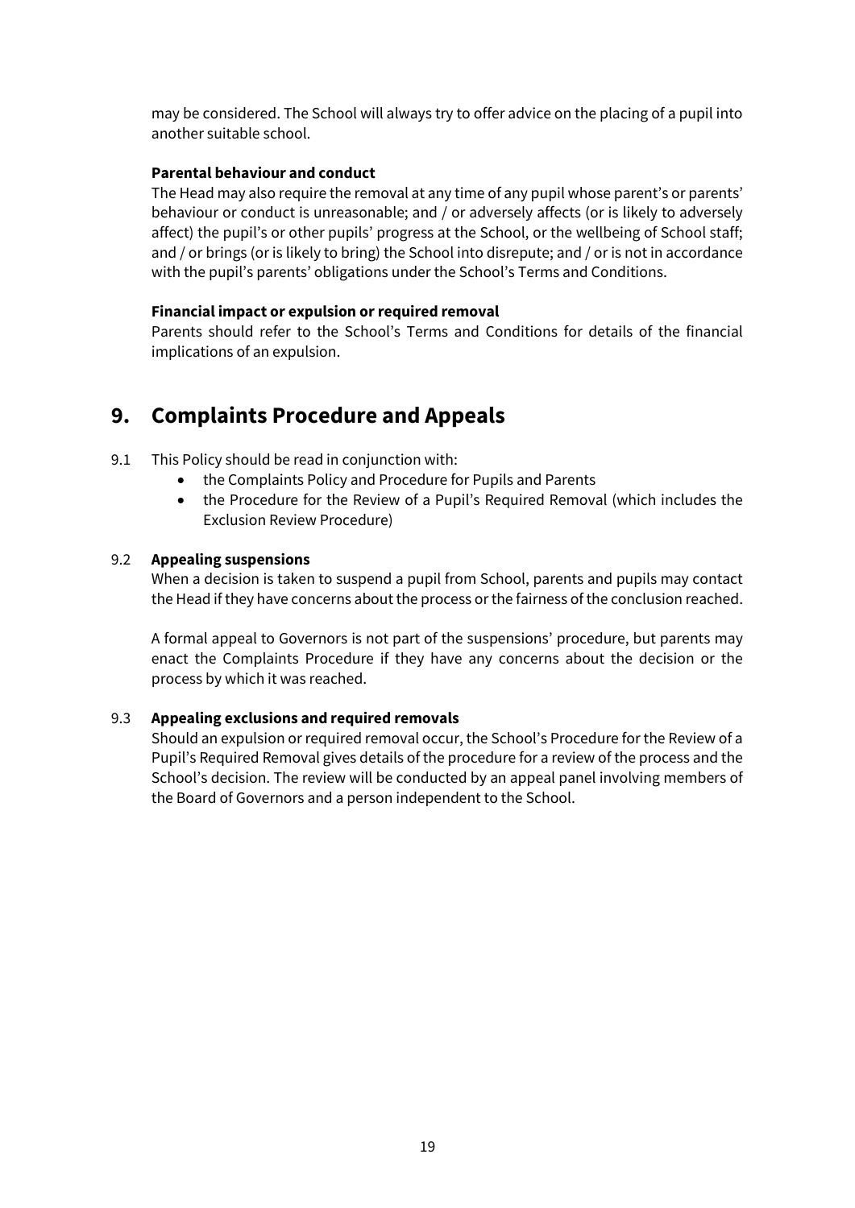may be considered. The School will always try to offer advice on the placing of a pupil into another suitable school.

**Parental behaviour and conduct**

The Head may also require the removal at any time of any pupil whose parent's or parents' behaviour or conduct is unreasonable; and / or adversely affects (or is likely to adversely affect) the pupil's or other pupils' progress at the School, or the wellbeing of School staff; and / or brings (or is likely to bring) the School into disrepute; and / or is not in accordance with the pupil's parents' obligations under the School's Terms and Conditions.

**Financial impact or expulsion or required removal**

Parents should refer to the School's Terms and Conditions for details of the financial implications of an expulsion.

## 9. Complaints Procedure and Appeals

9.1 This Policy should be read in conjunction with:

- the Complaints Policy and Procedure for Pupils and Parents
- the Procedure for the Review of a Pupil's Required Removal (which includes the Exclusion Review Procedure)

9.2 **Appealing suspensions**

When a decision is taken to suspend a pupil from School, parents and pupils may contact the Head if they have concerns about the process or the fairness of the conclusion reached.

A formal appeal to Governors is not part of the suspensions' procedure, but parents may enact the Complaints Procedure if they have any concerns about the decision or the process by which it was reached.

9.3 **Appealing exclusions and required removals**

Should an expulsion or required removal occur, the School's Procedure for the Review of a Pupil's Required Removal gives details of the procedure for a review of the process and the School's decision. The review will be conducted by an appeal panel involving members of the Board of Governors and a person independent to the School.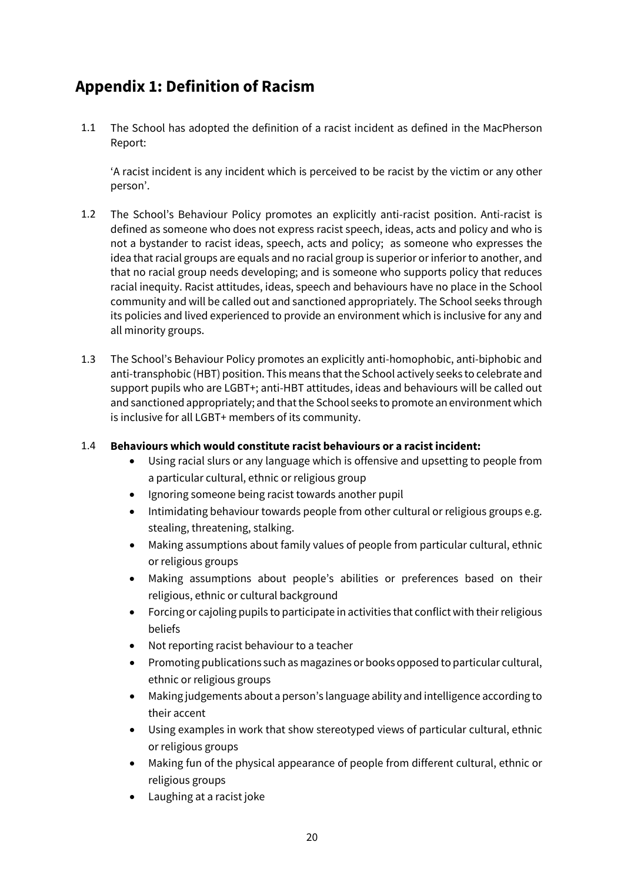# Appendix 1: Definition of Racism

1.1 The School has adopted the definition of a racist incident as defined in the MacPherson Report:

'A racist incident is any incident which is perceived to be racist by the victim or any other person'.

1.2 The School's Behaviour Policy promotes an explicitly anti-racist position. Anti-racist is defined as someone who does not express racist speech, ideas, acts and policy and who is not a bystander to racist ideas, speech, acts and policy; as someone who expresses the idea that racial groups are equals and no racial group is superior or inferior to another, and that no racial group needs developing; and is someone who supports policy that reduces racial inequity. Racist attitudes, ideas, speech and behaviours have no place in the School community and will be called out and sanctioned appropriately. The School seeks through its policies and lived experienced to provide an environment which is inclusive for any and all minority groups.

1.3 The School's Behaviour Policy promotes an explicitly anti-homophobic, anti-biphobic and anti-transphobic (HBT) position. This means that the School actively seeks to celebrate and support pupils who are LGBT+; anti-HBT attitudes, ideas and behaviours will be called out and sanctioned appropriately; and that the School seeks to promote an environment which is inclusive for all LGBT+ members of its community.

1.4 **Behaviours which would constitute racist behaviours or a racist incident:**

- Using racial slurs or any language which is offensive and upsetting to people from a particular cultural, ethnic or religious group
- Ignoring someone being racist towards another pupil
- Intimidating behaviour towards people from other cultural or religious groups e.g. stealing, threatening, stalking.
- Making assumptions about family values of people from particular cultural, ethnic or religious groups
- Making assumptions about people's abilities or preferences based on their religious, ethnic or cultural background
- Forcing or cajoling pupils to participate in activities that conflict with their religious beliefs
- Not reporting racist behaviour to a teacher
- Promoting publications such as magazines or books opposed to particular cultural, ethnic or religious groups
- Making judgements about a person's language ability and intelligence according to their accent
- Using examples in work that show stereotyped views of particular cultural, ethnic or religious groups
- Making fun of the physical appearance of people from different cultural, ethnic or religious groups
- Laughing at a racist joke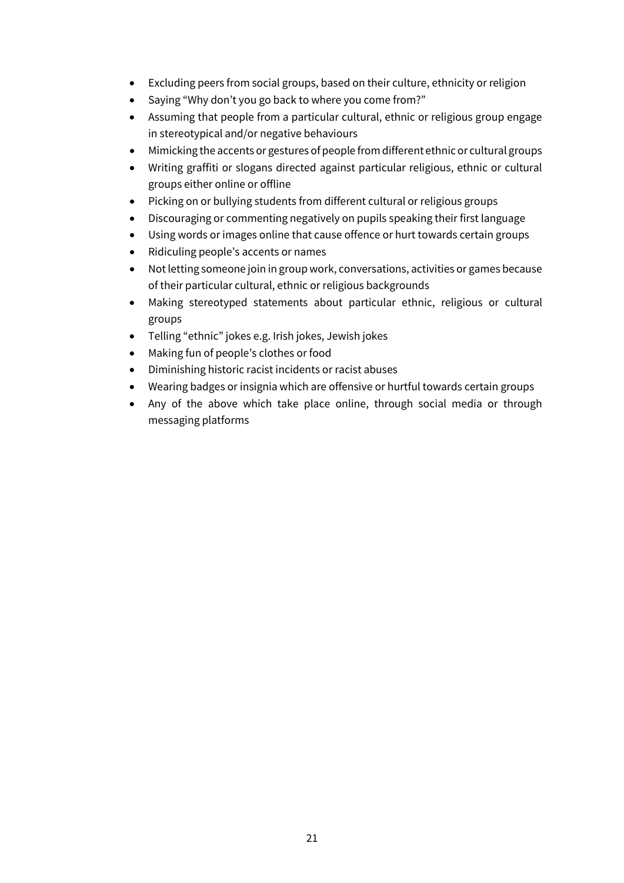- Excluding peers from social groups, based on their culture, ethnicity or religion
- Saying "Why don't you go back to where you come from?"
- Assuming that people from a particular cultural, ethnic or religious group engage in stereotypical and/or negative behaviours
- Mimicking the accents or gestures of people from different ethnic or cultural groups
- Writing graffiti or slogans directed against particular religious, ethnic or cultural groups either online or offline
- Picking on or bullying students from different cultural or religious groups
- Discouraging or commenting negatively on pupils speaking their first language
- Using words or images online that cause offence or hurt towards certain groups
- Ridiculing people's accents or names
- Not letting someone join in group work, conversations, activities or games because of their particular cultural, ethnic or religious backgrounds
- Making stereotyped statements about particular ethnic, religious or cultural groups
- Telling "ethnic" jokes e.g. Irish jokes, Jewish jokes
- Making fun of people's clothes or food
- Diminishing historic racist incidents or racist abuses
- Wearing badges or insignia which are offensive or hurtful towards certain groups
- Any of the above which take place online, through social media or through messaging platforms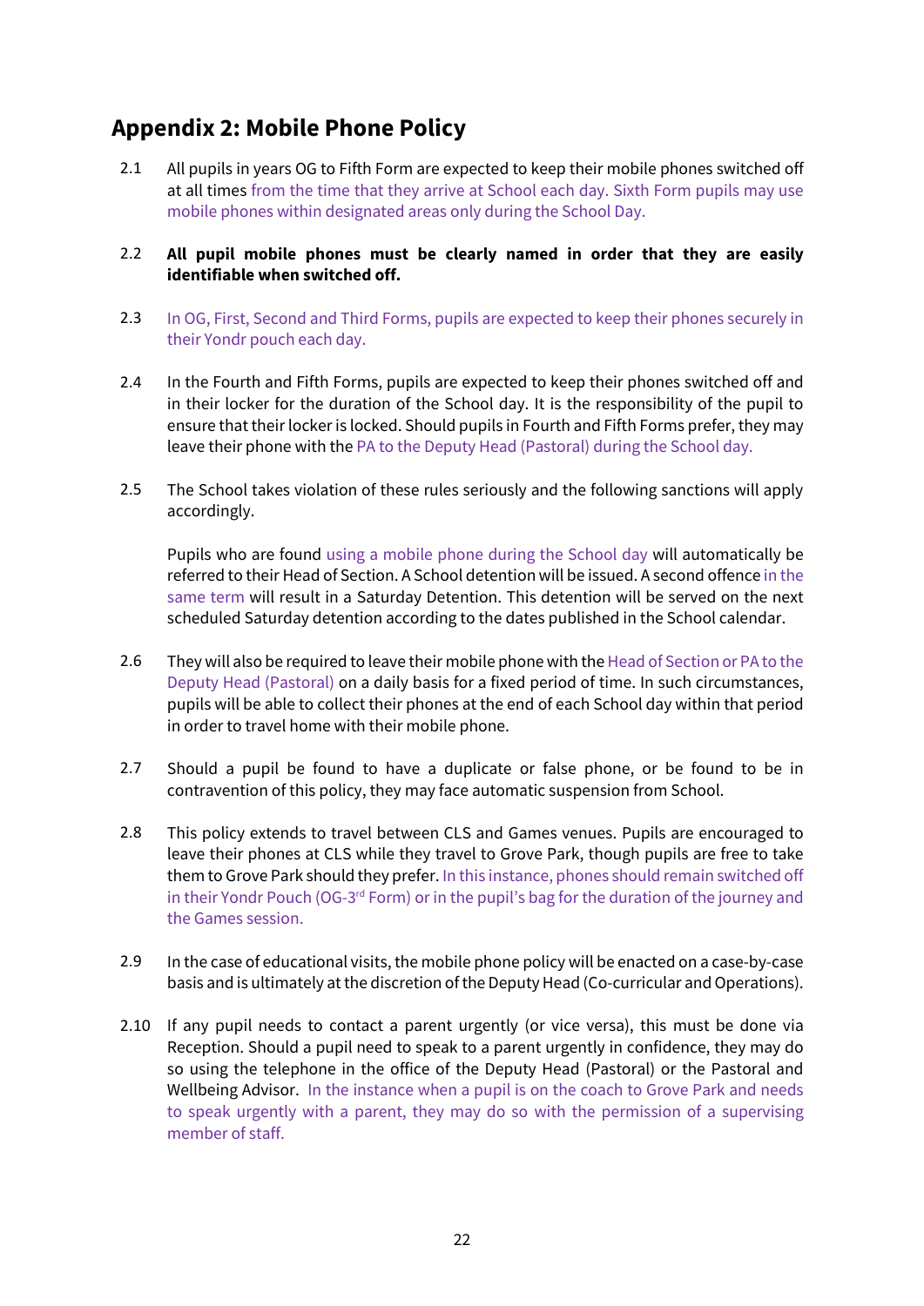## Appendix 2: Mobile Phone Policy

2.1 All pupils in years OG to Fifth Form are expected to keep their mobile phones switched off at all times from the time that they arrive at School each day. Sixth Form pupils may use mobile phones within designated areas only during the School Day.

2.2 **All pupil mobile phones must be clearly named in order that they are easily identifiable when switched off.**

2.3 In OG, First, Second and Third Forms, pupils are expected to keep their phones securely in their Yondr pouch each day.

2.4 In the Fourth and Fifth Forms, pupils are expected to keep their phones switched off and in their locker for the duration of the School day. It is the responsibility of the pupil to ensure that their locker is locked. Should pupils in Fourth and Fifth Forms prefer, they may leave their phone with the PA to the Deputy Head (Pastoral) during the School day.

2.5 The School takes violation of these rules seriously and the following sanctions will apply accordingly.

Pupils who are found using a mobile phone during the School day will automatically be referred to their Head of Section. A School detention will be issued. A second offence in the same term will result in a Saturday Detention. This detention will be served on the next scheduled Saturday detention according to the dates published in the School calendar.

2.6 They will also be required to leave their mobile phone with the Head of Section or PA to the Deputy Head (Pastoral) on a daily basis for a fixed period of time. In such circumstances, pupils will be able to collect their phones at the end of each School day within that period in order to travel home with their mobile phone.

2.7 Should a pupil be found to have a duplicate or false phone, or be found to be in contravention of this policy, they may face automatic suspension from School.

2.8 This policy extends to travel between CLS and Games venues. Pupils are encouraged to leave their phones at CLS while they travel to Grove Park, though pupils are free to take them to Grove Park should they prefer. In this instance, phones should remain switched off in their Yondr Pouch (OG-3rd Form) or in the pupil's bag for the duration of the journey and the Games session.

2.9 In the case of educational visits, the mobile phone policy will be enacted on a case-by-case basis and is ultimately at the discretion of the Deputy Head (Co-curricular and Operations).

2.10 If any pupil needs to contact a parent urgently (or vice versa), this must be done via Reception. Should a pupil need to speak to a parent urgently in confidence, they may do so using the telephone in the office of the Deputy Head (Pastoral) or the Pastoral and Wellbeing Advisor. In the instance when a pupil is on the coach to Grove Park and needs to speak urgently with a parent, they may do so with the permission of a supervising member of staff.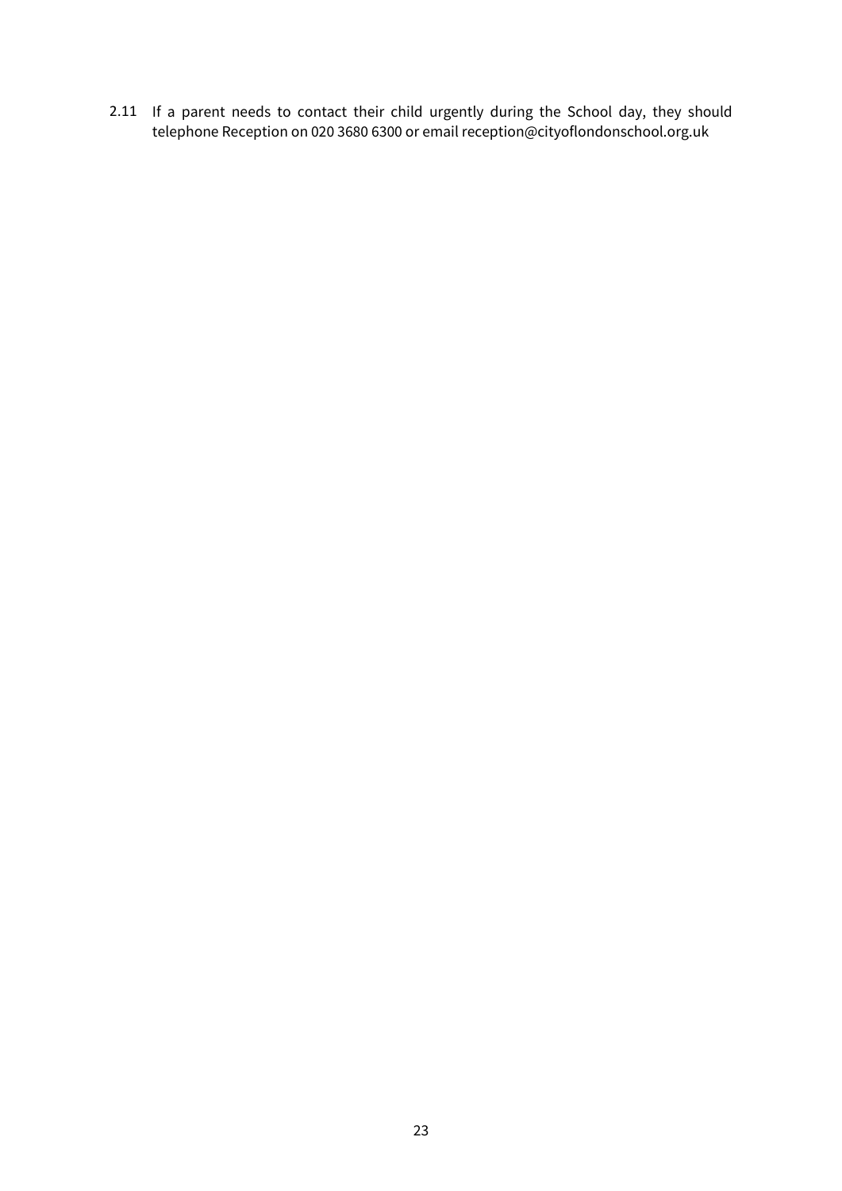2.11 If a parent needs to contact their child urgently during the School day, they should telephone Reception on 020 3680 6300 or email reception@cityoflondonschool.org.uk